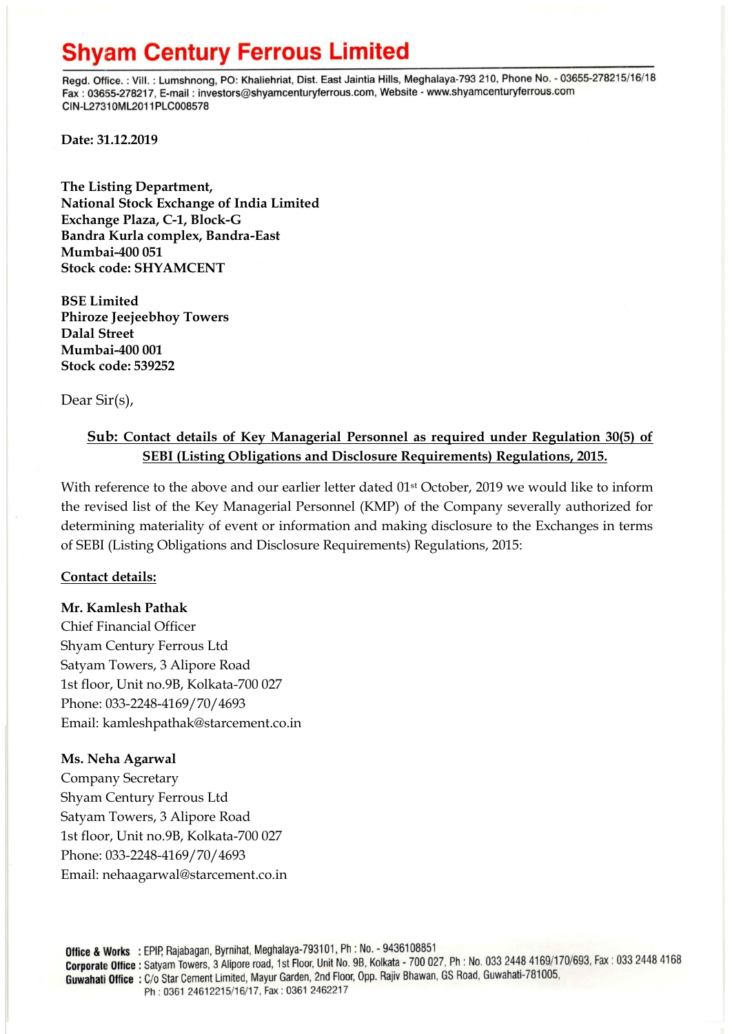# Shyam Century Ferrous Limited

Regd. Office. : Vill. : Lumshnong, PO: Khaliehriat, Dist. East Jaintia Hills, Meghalaya-793 210, Phone No. - 03655-278215/16/18
Fax : 03655-278217, E-mail : investors@shyamcenturyferrous.com, Website - www.shyamcenturyferrous.com
CIN-L27310ML2011PLC008578

**Date: 31.12.2019**

**The Listing Department,**
**National Stock Exchange of India Limited**
**Exchange Plaza, C-1, Block-G**
**Bandra Kurla complex, Bandra-East**
**Mumbai-400 051**
**Stock code: SHYAMCENT**

**BSE Limited**
**Phiroze Jeejeebhoy Towers**
**Dalal Street**
**Mumbai-400 001**
**Stock code: 539252**

Dear Sir(s),

**Sub: Contact details of Key Managerial Personnel as required under Regulation 30(5) of SEBI (Listing Obligations and Disclosure Requirements) Regulations, 2015.**

With reference to the above and our earlier letter dated 01st October, 2019 we would like to inform the revised list of the Key Managerial Personnel (KMP) of the Company severally authorized for determining materiality of event or information and making disclosure to the Exchanges in terms of SEBI (Listing Obligations and Disclosure Requirements) Regulations, 2015:

**Contact details:**

**Mr. Kamlesh Pathak**
Chief Financial Officer
Shyam Century Ferrous Ltd
Satyam Towers, 3 Alipore Road
1st floor, Unit no.9B, Kolkata-700 027
Phone: 033-2248-4169/70/4693
Email: kamleshpathak@starcement.co.in

**Ms. Neha Agarwal**
Company Secretary
Shyam Century Ferrous Ltd
Satyam Towers, 3 Alipore Road
1st floor, Unit no.9B, Kolkata-700 027
Phone: 033-2248-4169/70/4693
Email: nehaagarwal@starcement.co.in

**Office & Works** : EPIP, Rajabagan, Byrnihat, Meghalaya-793101, Ph : No. - 9436108851
**Corporate Office** : Satyam Towers, 3 Alipore road, 1st Floor, Unit No. 9B, Kolkata - 700 027, Ph : No. 033 2448 4169/170/693, Fax : 033 2448 4168
**Guwahati Office** : C/o Star Cement Limited, Mayur Garden, 2nd Floor, Opp. Rajiv Bhawan, GS Road, Guwahati-781005, Ph : 0361 24612215/16/17, Fax : 0361 2462217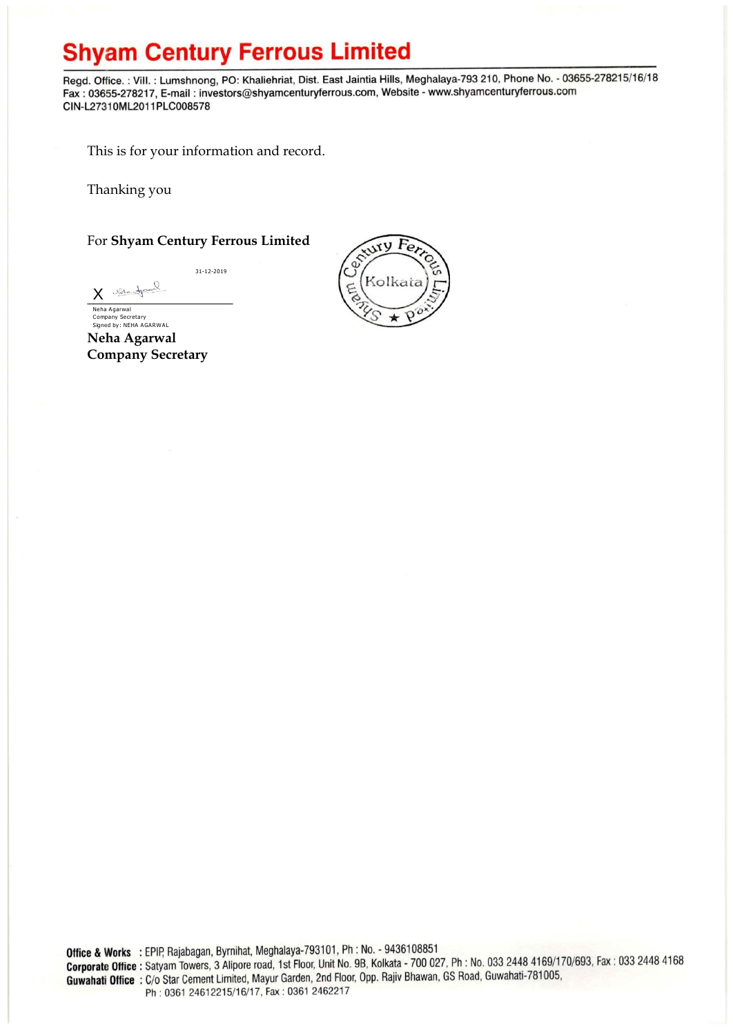# Shyam Century Ferrous Limited

Regd. Office. : Vill. : Lumshnong, PO: Khaliehriat, Dist. East Jaintia Hills, Meghalaya-793 210, Phone No. - 03655-278215/16/18
Fax : 03655-278217, E-mail : investors@shyamcenturyferrous.com, Website - www.shyamcenturyferrous.com
CIN-L27310ML2011PLC008578

This is for your information and record.

Thanking you

For **Shyam Century Ferrous Limited**

31-12-2019

Neha Agarwal
Company Secretary
Signed by: NEHA AGARWAL

**Neha Agarwal**
**Company Secretary**

**Office & Works** : EPIP, Rajabagan, Byrnihat, Meghalaya-793101, Ph : No. - 9436108851
**Corporate Office** : Satyam Towers, 3 Alipore road, 1st Floor, Unit No. 9B, Kolkata - 700 027, Ph : No. 033 2448 4169/170/693, Fax : 033 2448 4168
**Guwahati Office** : C/o Star Cement Limited, Mayur Garden, 2nd Floor, Opp. Rajiv Bhawan, GS Road, Guwahati-781005, Ph : 0361 24612215/16/17, Fax : 0361 2462217